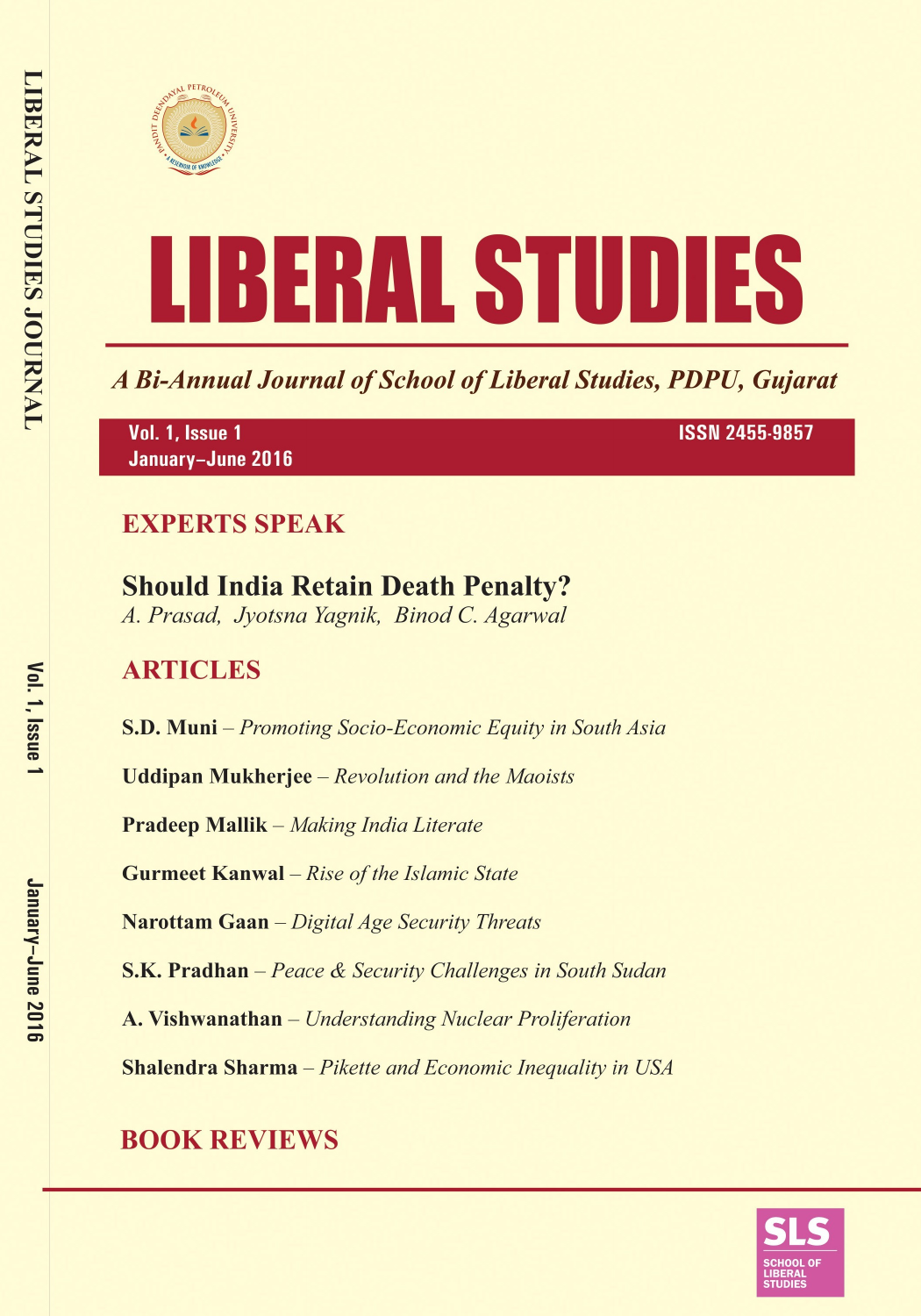# LIBERAL STUDIES

*A Bi-Annual Journal of School of Liberal Studies, PDPU, Gujarat*

**Vol. 1, Issue 1**
**January–June 2016**

**ISSN 2455-9857**

## EXPERTS SPEAK

### Should India Retain Death Penalty?

*A. Prasad, Jyotsna Yagnik, Binod C. Agarwal*

## ARTICLES

**S.D. Muni** – *Promoting Socio-Economic Equity in South Asia*

**Uddipan Mukherjee** – *Revolution and the Maoists*

**Pradeep Mallik** – *Making India Literate*

**Gurmeet Kanwal** – *Rise of the Islamic State*

**Narottam Gaan** – *Digital Age Security Threats*

**S.K. Pradhan** – *Peace & Security Challenges in South Sudan*

**A. Vishwanathan** – *Understanding Nuclear Proliferation*

**Shalendra Sharma** – *Pikette and Economic Inequality in USA*

## BOOK REVIEWS

SLS
SCHOOL OF LIBERAL STUDIES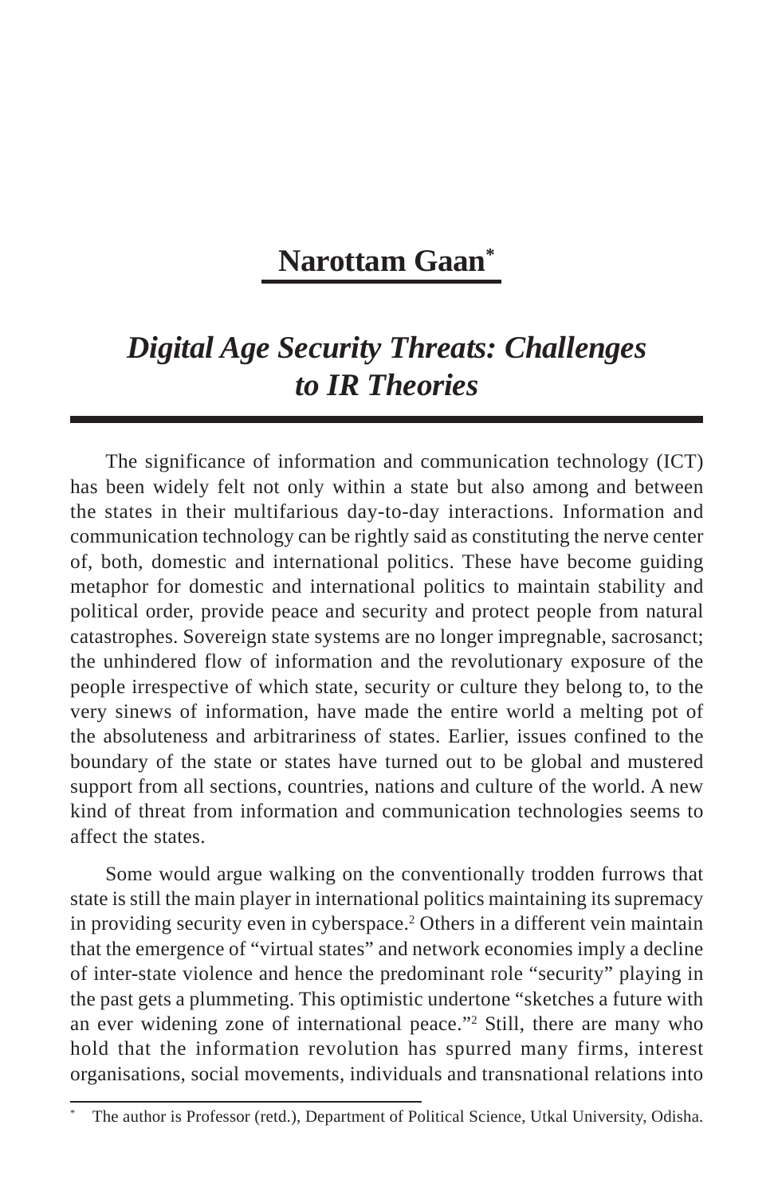# Narottam Gaan*

## *Digital Age Security Threats: Challenges to IR Theories*

The significance of information and communication technology (ICT) has been widely felt not only within a state but also among and between the states in their multifarious day-to-day interactions. Information and communication technology can be rightly said as constituting the nerve center of, both, domestic and international politics. These have become guiding metaphor for domestic and international politics to maintain stability and political order, provide peace and security and protect people from natural catastrophes. Sovereign state systems are no longer impregnable, sacrosanct; the unhindered flow of information and the revolutionary exposure of the people irrespective of which state, security or culture they belong to, to the very sinews of information, have made the entire world a melting pot of the absoluteness and arbitrariness of states. Earlier, issues confined to the boundary of the state or states have turned out to be global and mustered support from all sections, countries, nations and culture of the world. A new kind of threat from information and communication technologies seems to affect the states.

Some would argue walking on the conventionally trodden furrows that state is still the main player in international politics maintaining its supremacy in providing security even in cyberspace.[2] Others in a different vein maintain that the emergence of "virtual states" and network economies imply a decline of inter-state violence and hence the predominant role "security" playing in the past gets a plummeting. This optimistic undertone "sketches a future with an ever widening zone of international peace."[2] Still, there are many who hold that the information revolution has spurred many firms, interest organisations, social movements, individuals and transnational relations into

---

\* The author is Professor (retd.), Department of Political Science, Utkal University, Odisha.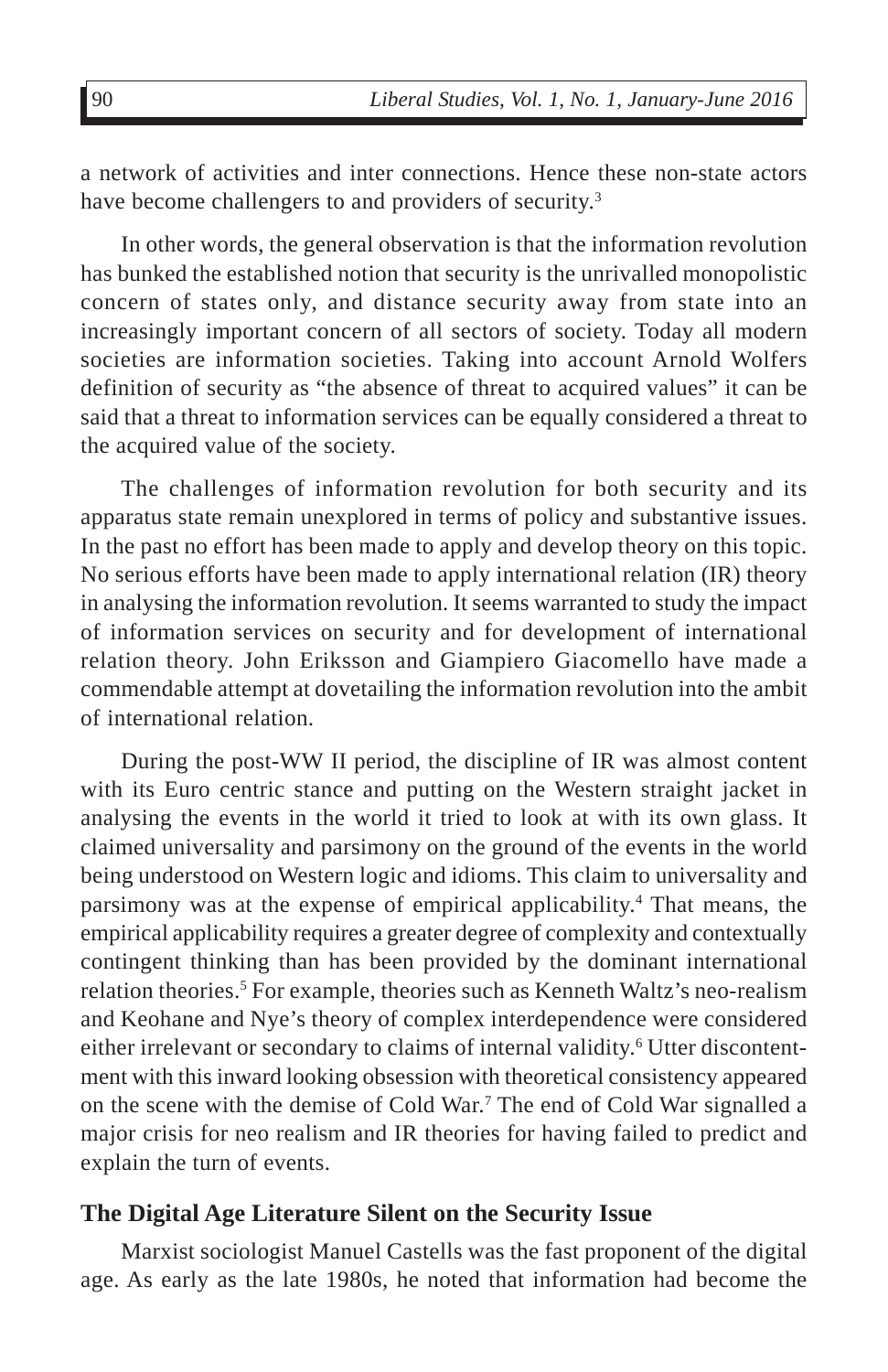a network of activities and inter connections. Hence these non-state actors have become challengers to and providers of security.[3]

In other words, the general observation is that the information revolution has bunked the established notion that security is the unrivalled monopolistic concern of states only, and distance security away from state into an increasingly important concern of all sectors of society. Today all modern societies are information societies. Taking into account Arnold Wolfers definition of security as "the absence of threat to acquired values" it can be said that a threat to information services can be equally considered a threat to the acquired value of the society.

The challenges of information revolution for both security and its apparatus state remain unexplored in terms of policy and substantive issues. In the past no effort has been made to apply and develop theory on this topic. No serious efforts have been made to apply international relation (IR) theory in analysing the information revolution. It seems warranted to study the impact of information services on security and for development of international relation theory. John Eriksson and Giampiero Giacomello have made a commendable attempt at dovetailing the information revolution into the ambit of international relation.

During the post-WW II period, the discipline of IR was almost content with its Euro centric stance and putting on the Western straight jacket in analysing the events in the world it tried to look at with its own glass. It claimed universality and parsimony on the ground of the events in the world being understood on Western logic and idioms. This claim to universality and parsimony was at the expense of empirical applicability.[4] That means, the empirical applicability requires a greater degree of complexity and contextually contingent thinking than has been provided by the dominant international relation theories.[5] For example, theories such as Kenneth Waltz's neo-realism and Keohane and Nye's theory of complex interdependence were considered either irrelevant or secondary to claims of internal validity.[6] Utter discontentment with this inward looking obsession with theoretical consistency appeared on the scene with the demise of Cold War.[7] The end of Cold War signalled a major crisis for neo realism and IR theories for having failed to predict and explain the turn of events.

## The Digital Age Literature Silent on the Security Issue

Marxist sociologist Manuel Castells was the fast proponent of the digital age. As early as the late 1980s, he noted that information had become the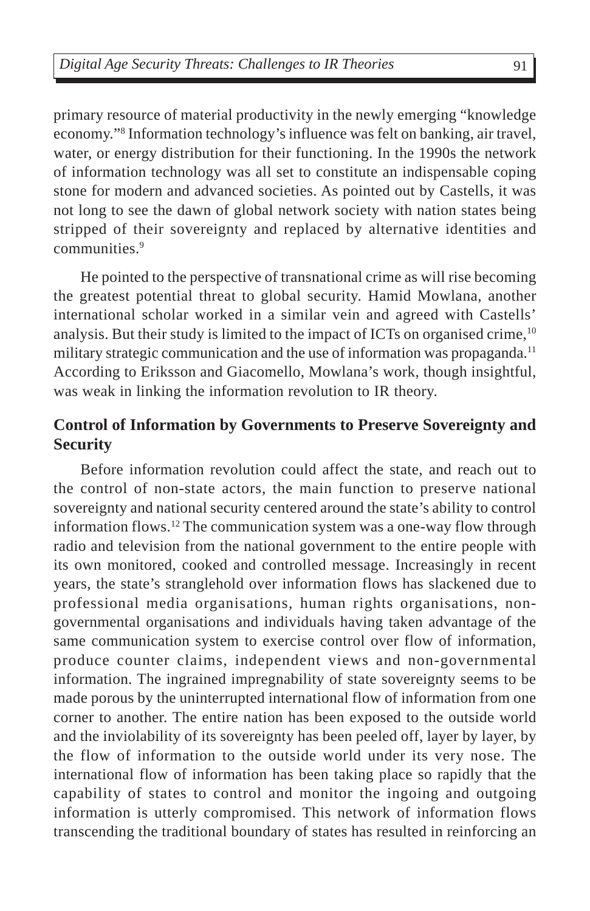primary resource of material productivity in the newly emerging "knowledge economy."[8] Information technology's influence was felt on banking, air travel, water, or energy distribution for their functioning. In the 1990s the network of information technology was all set to constitute an indispensable coping stone for modern and advanced societies. As pointed out by Castells, it was not long to see the dawn of global network society with nation states being stripped of their sovereignty and replaced by alternative identities and communities.[9]

He pointed to the perspective of transnational crime as will rise becoming the greatest potential threat to global security. Hamid Mowlana, another international scholar worked in a similar vein and agreed with Castells' analysis. But their study is limited to the impact of ICTs on organised crime,[10] military strategic communication and the use of information was propaganda.[11] According to Eriksson and Giacomello, Mowlana's work, though insightful, was weak in linking the information revolution to IR theory.

## Control of Information by Governments to Preserve Sovereignty and Security

Before information revolution could affect the state, and reach out to the control of non-state actors, the main function to preserve national sovereignty and national security centered around the state's ability to control information flows.[12] The communication system was a one-way flow through radio and television from the national government to the entire people with its own monitored, cooked and controlled message. Increasingly in recent years, the state's stranglehold over information flows has slackened due to professional media organisations, human rights organisations, non-governmental organisations and individuals having taken advantage of the same communication system to exercise control over flow of information, produce counter claims, independent views and non-governmental information. The ingrained impregnability of state sovereignty seems to be made porous by the uninterrupted international flow of information from one corner to another. The entire nation has been exposed to the outside world and the inviolability of its sovereignty has been peeled off, layer by layer, by the flow of information to the outside world under its very nose. The international flow of information has been taking place so rapidly that the capability of states to control and monitor the ingoing and outgoing information is utterly compromised. This network of information flows transcending the traditional boundary of states has resulted in reinforcing an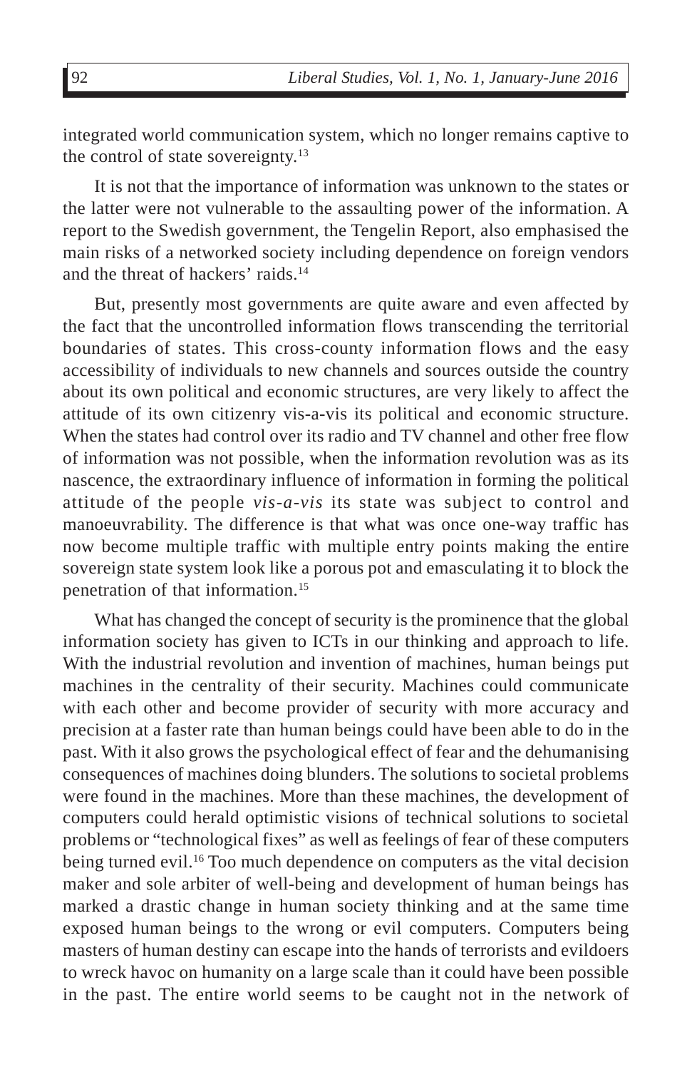integrated world communication system, which no longer remains captive to the control of state sovereignty.[13]

It is not that the importance of information was unknown to the states or the latter were not vulnerable to the assaulting power of the information. A report to the Swedish government, the Tengelin Report, also emphasised the main risks of a networked society including dependence on foreign vendors and the threat of hackers' raids.[14]

But, presently most governments are quite aware and even affected by the fact that the uncontrolled information flows transcending the territorial boundaries of states. This cross-county information flows and the easy accessibility of individuals to new channels and sources outside the country about its own political and economic structures, are very likely to affect the attitude of its own citizenry vis-a-vis its political and economic structure. When the states had control over its radio and TV channel and other free flow of information was not possible, when the information revolution was as its nascence, the extraordinary influence of information in forming the political attitude of the people *vis-a-vis* its state was subject to control and manoeuvrability. The difference is that what was once one-way traffic has now become multiple traffic with multiple entry points making the entire sovereign state system look like a porous pot and emasculating it to block the penetration of that information.[15]

What has changed the concept of security is the prominence that the global information society has given to ICTs in our thinking and approach to life. With the industrial revolution and invention of machines, human beings put machines in the centrality of their security. Machines could communicate with each other and become provider of security with more accuracy and precision at a faster rate than human beings could have been able to do in the past. With it also grows the psychological effect of fear and the dehumanising consequences of machines doing blunders. The solutions to societal problems were found in the machines. More than these machines, the development of computers could herald optimistic visions of technical solutions to societal problems or "technological fixes" as well as feelings of fear of these computers being turned evil.[16] Too much dependence on computers as the vital decision maker and sole arbiter of well-being and development of human beings has marked a drastic change in human society thinking and at the same time exposed human beings to the wrong or evil computers. Computers being masters of human destiny can escape into the hands of terrorists and evildoers to wreck havoc on humanity on a large scale than it could have been possible in the past. The entire world seems to be caught not in the network of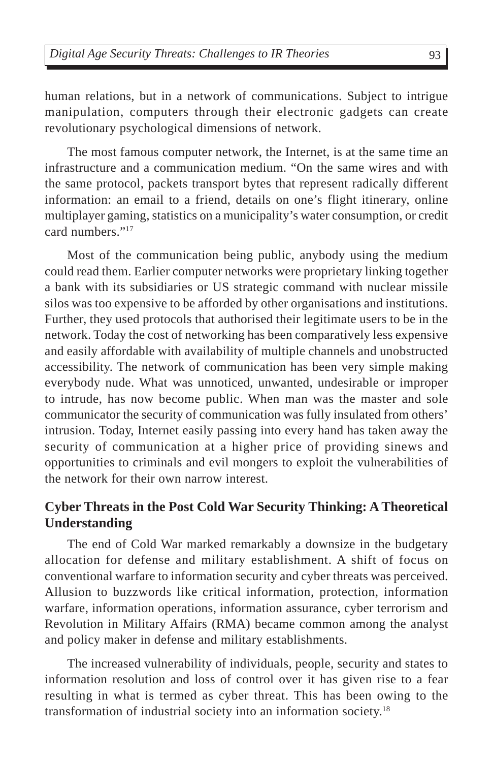human relations, but in a network of communications. Subject to intrigue manipulation, computers through their electronic gadgets can create revolutionary psychological dimensions of network.

The most famous computer network, the Internet, is at the same time an infrastructure and a communication medium. "On the same wires and with the same protocol, packets transport bytes that represent radically different information: an email to a friend, details on one's flight itinerary, online multiplayer gaming, statistics on a municipality's water consumption, or credit card numbers."[17]

Most of the communication being public, anybody using the medium could read them. Earlier computer networks were proprietary linking together a bank with its subsidiaries or US strategic command with nuclear missile silos was too expensive to be afforded by other organisations and institutions. Further, they used protocols that authorised their legitimate users to be in the network. Today the cost of networking has been comparatively less expensive and easily affordable with availability of multiple channels and unobstructed accessibility. The network of communication has been very simple making everybody nude. What was unnoticed, unwanted, undesirable or improper to intrude, has now become public. When man was the master and sole communicator the security of communication was fully insulated from others' intrusion. Today, Internet easily passing into every hand has taken away the security of communication at a higher price of providing sinews and opportunities to criminals and evil mongers to exploit the vulnerabilities of the network for their own narrow interest.

## Cyber Threats in the Post Cold War Security Thinking: A Theoretical Understanding

The end of Cold War marked remarkably a downsize in the budgetary allocation for defense and military establishment. A shift of focus on conventional warfare to information security and cyber threats was perceived. Allusion to buzzwords like critical information, protection, information warfare, information operations, information assurance, cyber terrorism and Revolution in Military Affairs (RMA) became common among the analyst and policy maker in defense and military establishments.

The increased vulnerability of individuals, people, security and states to information resolution and loss of control over it has given rise to a fear resulting in what is termed as cyber threat. This has been owing to the transformation of industrial society into an information society.[18]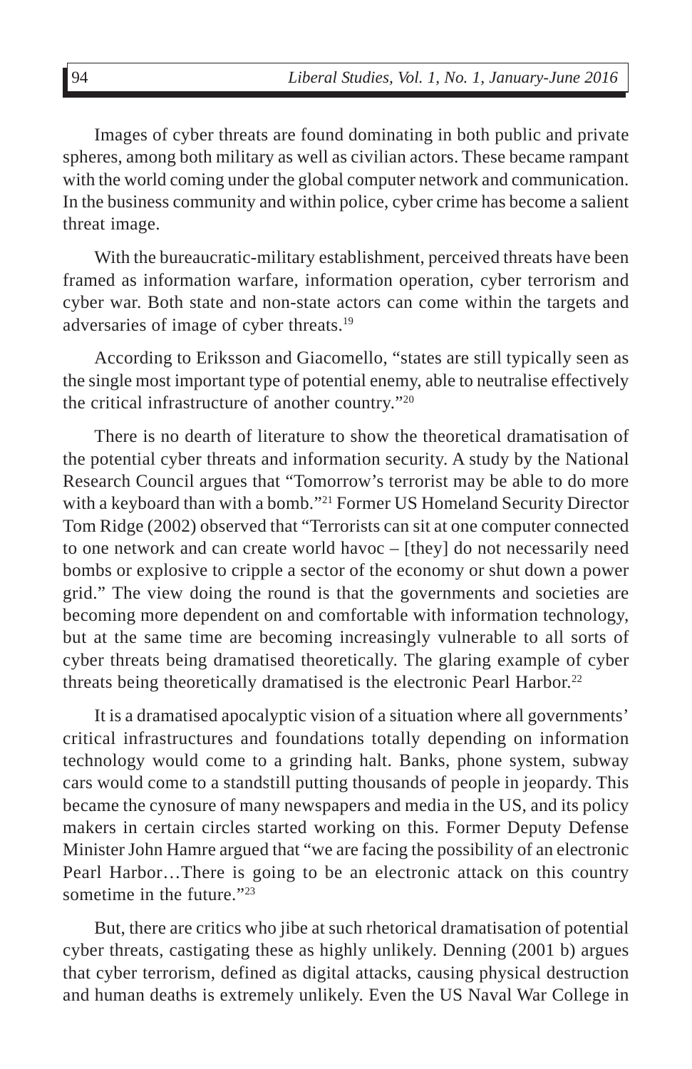Images of cyber threats are found dominating in both public and private spheres, among both military as well as civilian actors. These became rampant with the world coming under the global computer network and communication. In the business community and within police, cyber crime has become a salient threat image.

With the bureaucratic-military establishment, perceived threats have been framed as information warfare, information operation, cyber terrorism and cyber war. Both state and non-state actors can come within the targets and adversaries of image of cyber threats.[19]

According to Eriksson and Giacomello, "states are still typically seen as the single most important type of potential enemy, able to neutralise effectively the critical infrastructure of another country."[20]

There is no dearth of literature to show the theoretical dramatisation of the potential cyber threats and information security. A study by the National Research Council argues that "Tomorrow's terrorist may be able to do more with a keyboard than with a bomb."[21] Former US Homeland Security Director Tom Ridge (2002) observed that "Terrorists can sit at one computer connected to one network and can create world havoc – [they] do not necessarily need bombs or explosive to cripple a sector of the economy or shut down a power grid." The view doing the round is that the governments and societies are becoming more dependent on and comfortable with information technology, but at the same time are becoming increasingly vulnerable to all sorts of cyber threats being dramatised theoretically. The glaring example of cyber threats being theoretically dramatised is the electronic Pearl Harbor.[22]

It is a dramatised apocalyptic vision of a situation where all governments' critical infrastructures and foundations totally depending on information technology would come to a grinding halt. Banks, phone system, subway cars would come to a standstill putting thousands of people in jeopardy. This became the cynosure of many newspapers and media in the US, and its policy makers in certain circles started working on this. Former Deputy Defense Minister John Hamre argued that "we are facing the possibility of an electronic Pearl Harbor…There is going to be an electronic attack on this country sometime in the future."[23]

But, there are critics who jibe at such rhetorical dramatisation of potential cyber threats, castigating these as highly unlikely. Denning (2001 b) argues that cyber terrorism, defined as digital attacks, causing physical destruction and human deaths is extremely unlikely. Even the US Naval War College in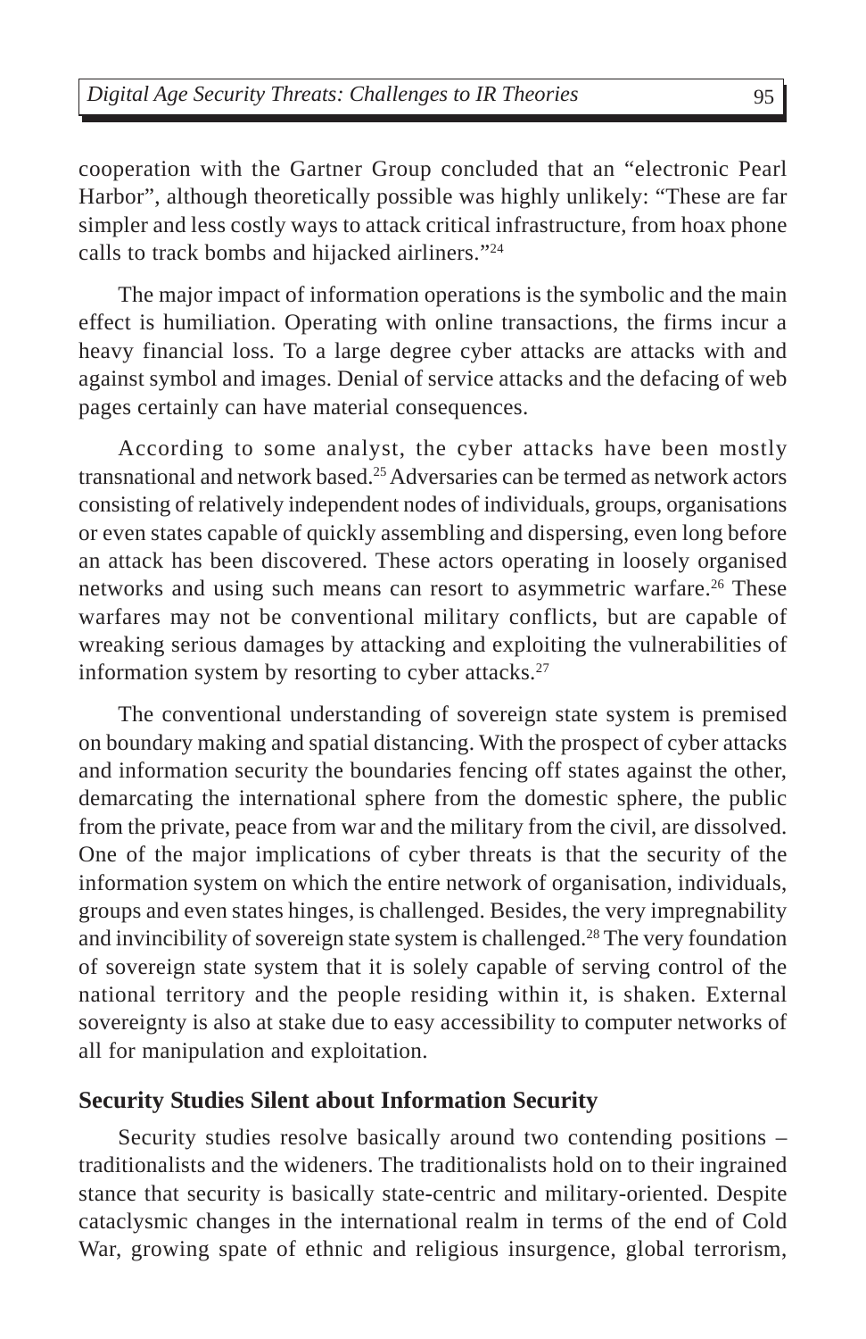cooperation with the Gartner Group concluded that an "electronic Pearl Harbor", although theoretically possible was highly unlikely: "These are far simpler and less costly ways to attack critical infrastructure, from hoax phone calls to track bombs and hijacked airliners."[24]

The major impact of information operations is the symbolic and the main effect is humiliation. Operating with online transactions, the firms incur a heavy financial loss. To a large degree cyber attacks are attacks with and against symbol and images. Denial of service attacks and the defacing of web pages certainly can have material consequences.

According to some analyst, the cyber attacks have been mostly transnational and network based.[25] Adversaries can be termed as network actors consisting of relatively independent nodes of individuals, groups, organisations or even states capable of quickly assembling and dispersing, even long before an attack has been discovered. These actors operating in loosely organised networks and using such means can resort to asymmetric warfare.[26] These warfares may not be conventional military conflicts, but are capable of wreaking serious damages by attacking and exploiting the vulnerabilities of information system by resorting to cyber attacks.[27]

The conventional understanding of sovereign state system is premised on boundary making and spatial distancing. With the prospect of cyber attacks and information security the boundaries fencing off states against the other, demarcating the international sphere from the domestic sphere, the public from the private, peace from war and the military from the civil, are dissolved. One of the major implications of cyber threats is that the security of the information system on which the entire network of organisation, individuals, groups and even states hinges, is challenged. Besides, the very impregnability and invincibility of sovereign state system is challenged.[28] The very foundation of sovereign state system that it is solely capable of serving control of the national territory and the people residing within it, is shaken. External sovereignty is also at stake due to easy accessibility to computer networks of all for manipulation and exploitation.

## Security Studies Silent about Information Security

Security studies resolve basically around two contending positions – traditionalists and the wideners. The traditionalists hold on to their ingrained stance that security is basically state-centric and military-oriented. Despite cataclysmic changes in the international realm in terms of the end of Cold War, growing spate of ethnic and religious insurgence, global terrorism,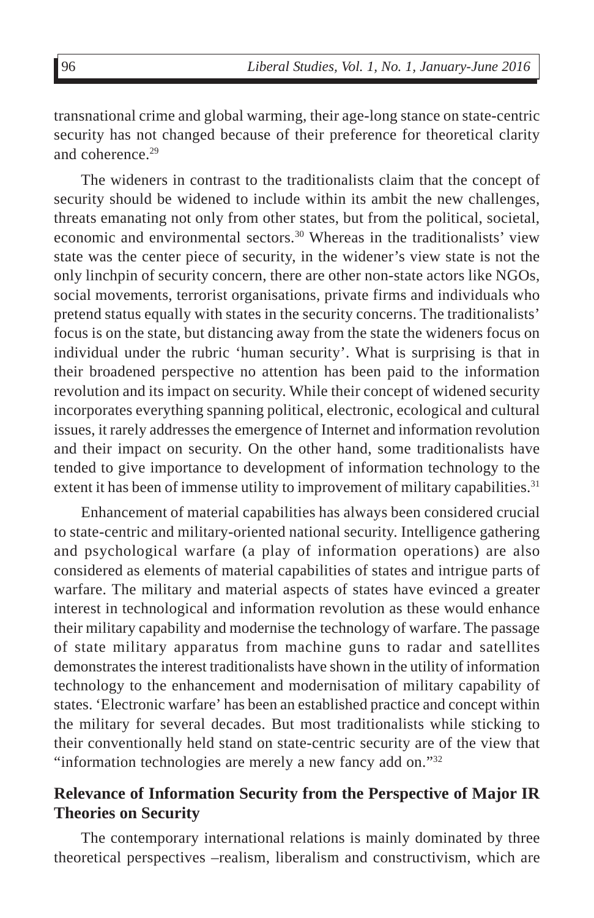transnational crime and global warming, their age-long stance on state-centric security has not changed because of their preference for theoretical clarity and coherence.[29]

The wideners in contrast to the traditionalists claim that the concept of security should be widened to include within its ambit the new challenges, threats emanating not only from other states, but from the political, societal, economic and environmental sectors.[30] Whereas in the traditionalists' view state was the center piece of security, in the widener's view state is not the only linchpin of security concern, there are other non-state actors like NGOs, social movements, terrorist organisations, private firms and individuals who pretend status equally with states in the security concerns. The traditionalists' focus is on the state, but distancing away from the state the wideners focus on individual under the rubric 'human security'. What is surprising is that in their broadened perspective no attention has been paid to the information revolution and its impact on security. While their concept of widened security incorporates everything spanning political, electronic, ecological and cultural issues, it rarely addresses the emergence of Internet and information revolution and their impact on security. On the other hand, some traditionalists have tended to give importance to development of information technology to the extent it has been of immense utility to improvement of military capabilities.[31]

Enhancement of material capabilities has always been considered crucial to state-centric and military-oriented national security. Intelligence gathering and psychological warfare (a play of information operations) are also considered as elements of material capabilities of states and intrigue parts of warfare. The military and material aspects of states have evinced a greater interest in technological and information revolution as these would enhance their military capability and modernise the technology of warfare. The passage of state military apparatus from machine guns to radar and satellites demonstrates the interest traditionalists have shown in the utility of information technology to the enhancement and modernisation of military capability of states. 'Electronic warfare' has been an established practice and concept within the military for several decades. But most traditionalists while sticking to their conventionally held stand on state-centric security are of the view that "information technologies are merely a new fancy add on."[32]

## Relevance of Information Security from the Perspective of Major IR Theories on Security

The contemporary international relations is mainly dominated by three theoretical perspectives –realism, liberalism and constructivism, which are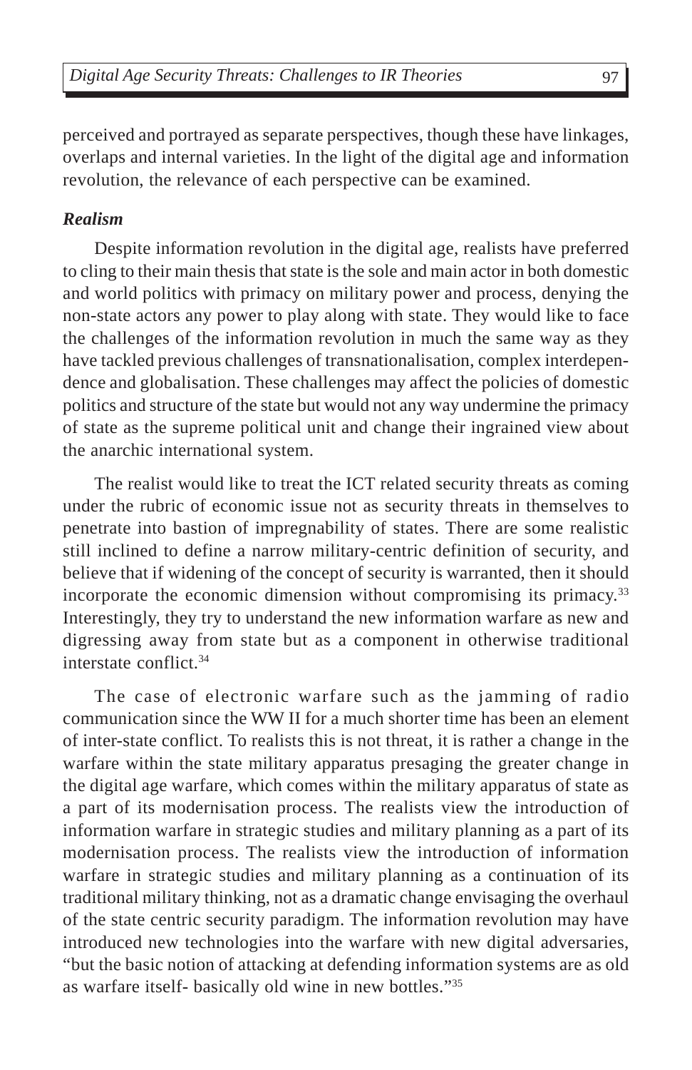perceived and portrayed as separate perspectives, though these have linkages, overlaps and internal varieties. In the light of the digital age and information revolution, the relevance of each perspective can be examined.

### *Realism*

Despite information revolution in the digital age, realists have preferred to cling to their main thesis that state is the sole and main actor in both domestic and world politics with primacy on military power and process, denying the non-state actors any power to play along with state. They would like to face the challenges of the information revolution in much the same way as they have tackled previous challenges of transnationalisation, complex interdependence and globalisation. These challenges may affect the policies of domestic politics and structure of the state but would not any way undermine the primacy of state as the supreme political unit and change their ingrained view about the anarchic international system.

The realist would like to treat the ICT related security threats as coming under the rubric of economic issue not as security threats in themselves to penetrate into bastion of impregnability of states. There are some realistic still inclined to define a narrow military-centric definition of security, and believe that if widening of the concept of security is warranted, then it should incorporate the economic dimension without compromising its primacy.[33] Interestingly, they try to understand the new information warfare as new and digressing away from state but as a component in otherwise traditional interstate conflict.[34]

The case of electronic warfare such as the jamming of radio communication since the WW II for a much shorter time has been an element of inter-state conflict. To realists this is not threat, it is rather a change in the warfare within the state military apparatus presaging the greater change in the digital age warfare, which comes within the military apparatus of state as a part of its modernisation process. The realists view the introduction of information warfare in strategic studies and military planning as a part of its modernisation process. The realists view the introduction of information warfare in strategic studies and military planning as a continuation of its traditional military thinking, not as a dramatic change envisaging the overhaul of the state centric security paradigm. The information revolution may have introduced new technologies into the warfare with new digital adversaries, "but the basic notion of attacking at defending information systems are as old as warfare itself- basically old wine in new bottles."[35]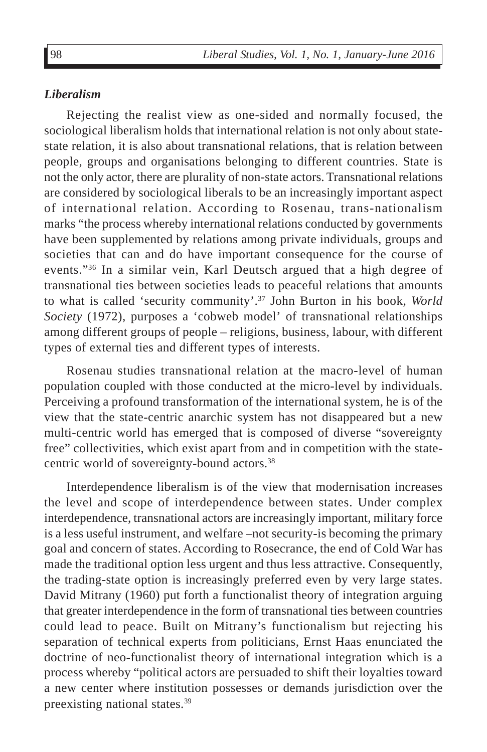***Liberalism***

Rejecting the realist view as one-sided and normally focused, the sociological liberalism holds that international relation is not only about state-state relation, it is also about transnational relations, that is relation between people, groups and organisations belonging to different countries. State is not the only actor, there are plurality of non-state actors. Transnational relations are considered by sociological liberals to be an increasingly important aspect of international relation. According to Rosenau, trans-nationalism marks "the process whereby international relations conducted by governments have been supplemented by relations among private individuals, groups and societies that can and do have important consequence for the course of events."[36] In a similar vein, Karl Deutsch argued that a high degree of transnational ties between societies leads to peaceful relations that amounts to what is called 'security community'.[37] John Burton in his book, *World Society* (1972), purposes a 'cobweb model' of transnational relationships among different groups of people – religions, business, labour, with different types of external ties and different types of interests.

Rosenau studies transnational relation at the macro-level of human population coupled with those conducted at the micro-level by individuals. Perceiving a profound transformation of the international system, he is of the view that the state-centric anarchic system has not disappeared but a new multi-centric world has emerged that is composed of diverse "sovereignty free" collectivities, which exist apart from and in competition with the state-centric world of sovereignty-bound actors.[38]

Interdependence liberalism is of the view that modernisation increases the level and scope of interdependence between states. Under complex interdependence, transnational actors are increasingly important, military force is a less useful instrument, and welfare –not security-is becoming the primary goal and concern of states. According to Rosecrance, the end of Cold War has made the traditional option less urgent and thus less attractive. Consequently, the trading-state option is increasingly preferred even by very large states. David Mitrany (1960) put forth a functionalist theory of integration arguing that greater interdependence in the form of transnational ties between countries could lead to peace. Built on Mitrany's functionalism but rejecting his separation of technical experts from politicians, Ernst Haas enunciated the doctrine of neo-functionalist theory of international integration which is a process whereby "political actors are persuaded to shift their loyalties toward a new center where institution possesses or demands jurisdiction over the preexisting national states.[39]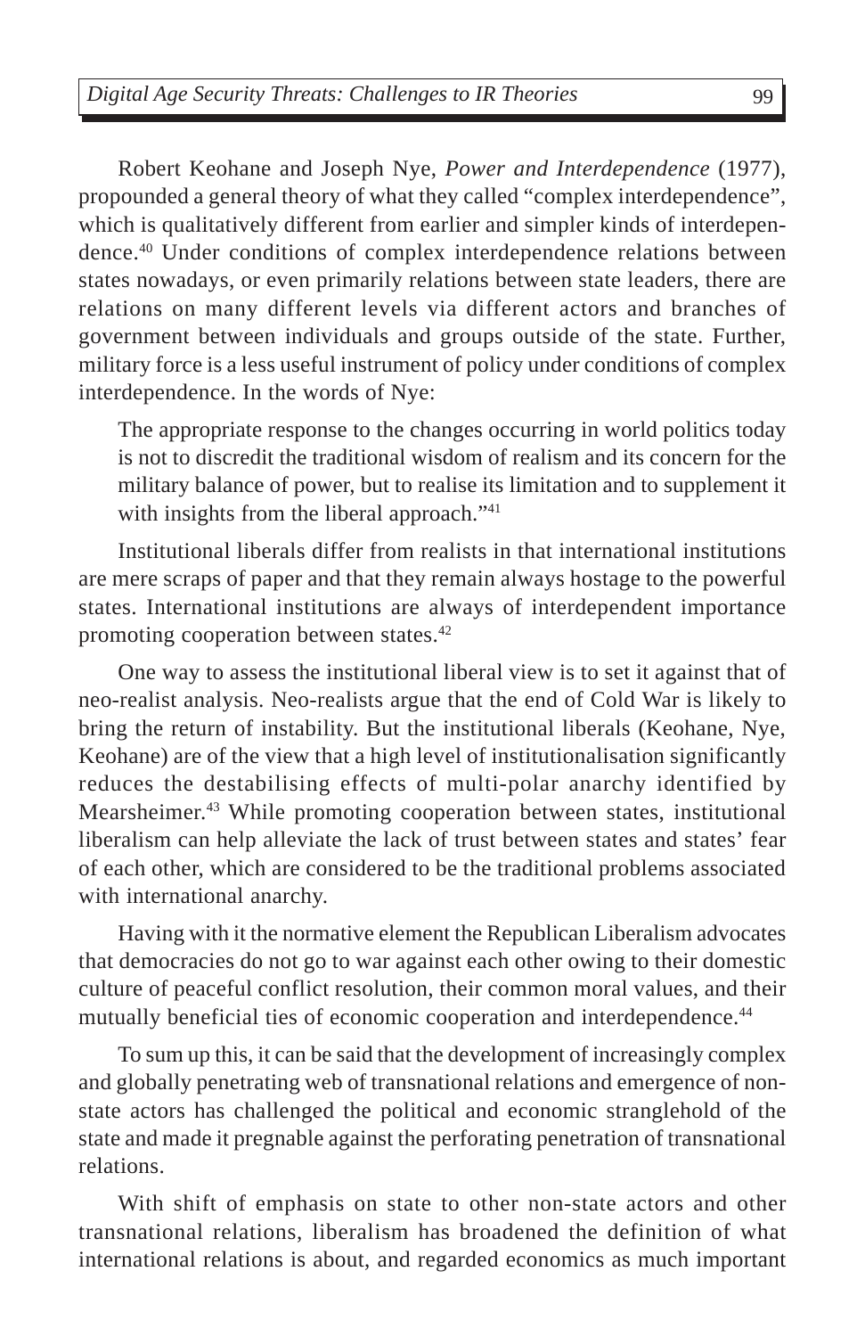Robert Keohane and Joseph Nye, *Power and Interdependence* (1977), propounded a general theory of what they called "complex interdependence", which is qualitatively different from earlier and simpler kinds of interdependence.[40] Under conditions of complex interdependence relations between states nowadays, or even primarily relations between state leaders, there are relations on many different levels via different actors and branches of government between individuals and groups outside of the state. Further, military force is a less useful instrument of policy under conditions of complex interdependence. In the words of Nye:

> The appropriate response to the changes occurring in world politics today is not to discredit the traditional wisdom of realism and its concern for the military balance of power, but to realise its limitation and to supplement it with insights from the liberal approach."[41]

Institutional liberals differ from realists in that international institutions are mere scraps of paper and that they remain always hostage to the powerful states. International institutions are always of interdependent importance promoting cooperation between states.[42]

One way to assess the institutional liberal view is to set it against that of neo-realist analysis. Neo-realists argue that the end of Cold War is likely to bring the return of instability. But the institutional liberals (Keohane, Nye, Keohane) are of the view that a high level of institutionalisation significantly reduces the destabilising effects of multi-polar anarchy identified by Mearsheimer.[43] While promoting cooperation between states, institutional liberalism can help alleviate the lack of trust between states and states' fear of each other, which are considered to be the traditional problems associated with international anarchy.

Having with it the normative element the Republican Liberalism advocates that democracies do not go to war against each other owing to their domestic culture of peaceful conflict resolution, their common moral values, and their mutually beneficial ties of economic cooperation and interdependence.[44]

To sum up this, it can be said that the development of increasingly complex and globally penetrating web of transnational relations and emergence of non-state actors has challenged the political and economic stranglehold of the state and made it pregnable against the perforating penetration of transnational relations.

With shift of emphasis on state to other non-state actors and other transnational relations, liberalism has broadened the definition of what international relations is about, and regarded economics as much important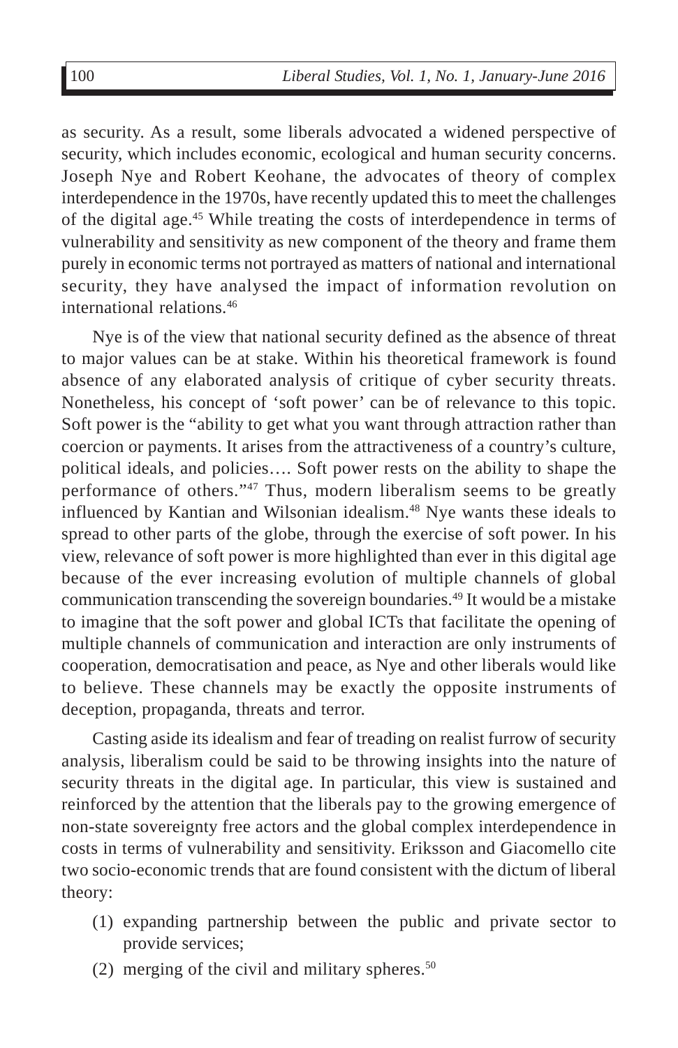as security. As a result, some liberals advocated a widened perspective of security, which includes economic, ecological and human security concerns. Joseph Nye and Robert Keohane, the advocates of theory of complex interdependence in the 1970s, have recently updated this to meet the challenges of the digital age.[45] While treating the costs of interdependence in terms of vulnerability and sensitivity as new component of the theory and frame them purely in economic terms not portrayed as matters of national and international security, they have analysed the impact of information revolution on international relations.[46]

Nye is of the view that national security defined as the absence of threat to major values can be at stake. Within his theoretical framework is found absence of any elaborated analysis of critique of cyber security threats. Nonetheless, his concept of 'soft power' can be of relevance to this topic. Soft power is the "ability to get what you want through attraction rather than coercion or payments. It arises from the attractiveness of a country's culture, political ideals, and policies…. Soft power rests on the ability to shape the performance of others."[47] Thus, modern liberalism seems to be greatly influenced by Kantian and Wilsonian idealism.[48] Nye wants these ideals to spread to other parts of the globe, through the exercise of soft power. In his view, relevance of soft power is more highlighted than ever in this digital age because of the ever increasing evolution of multiple channels of global communication transcending the sovereign boundaries.[49] It would be a mistake to imagine that the soft power and global ICTs that facilitate the opening of multiple channels of communication and interaction are only instruments of cooperation, democratisation and peace, as Nye and other liberals would like to believe. These channels may be exactly the opposite instruments of deception, propaganda, threats and terror.

Casting aside its idealism and fear of treading on realist furrow of security analysis, liberalism could be said to be throwing insights into the nature of security threats in the digital age. In particular, this view is sustained and reinforced by the attention that the liberals pay to the growing emergence of non-state sovereignty free actors and the global complex interdependence in costs in terms of vulnerability and sensitivity. Eriksson and Giacomello cite two socio-economic trends that are found consistent with the dictum of liberal theory:

(1) expanding partnership between the public and private sector to provide services;

(2) merging of the civil and military spheres.[50]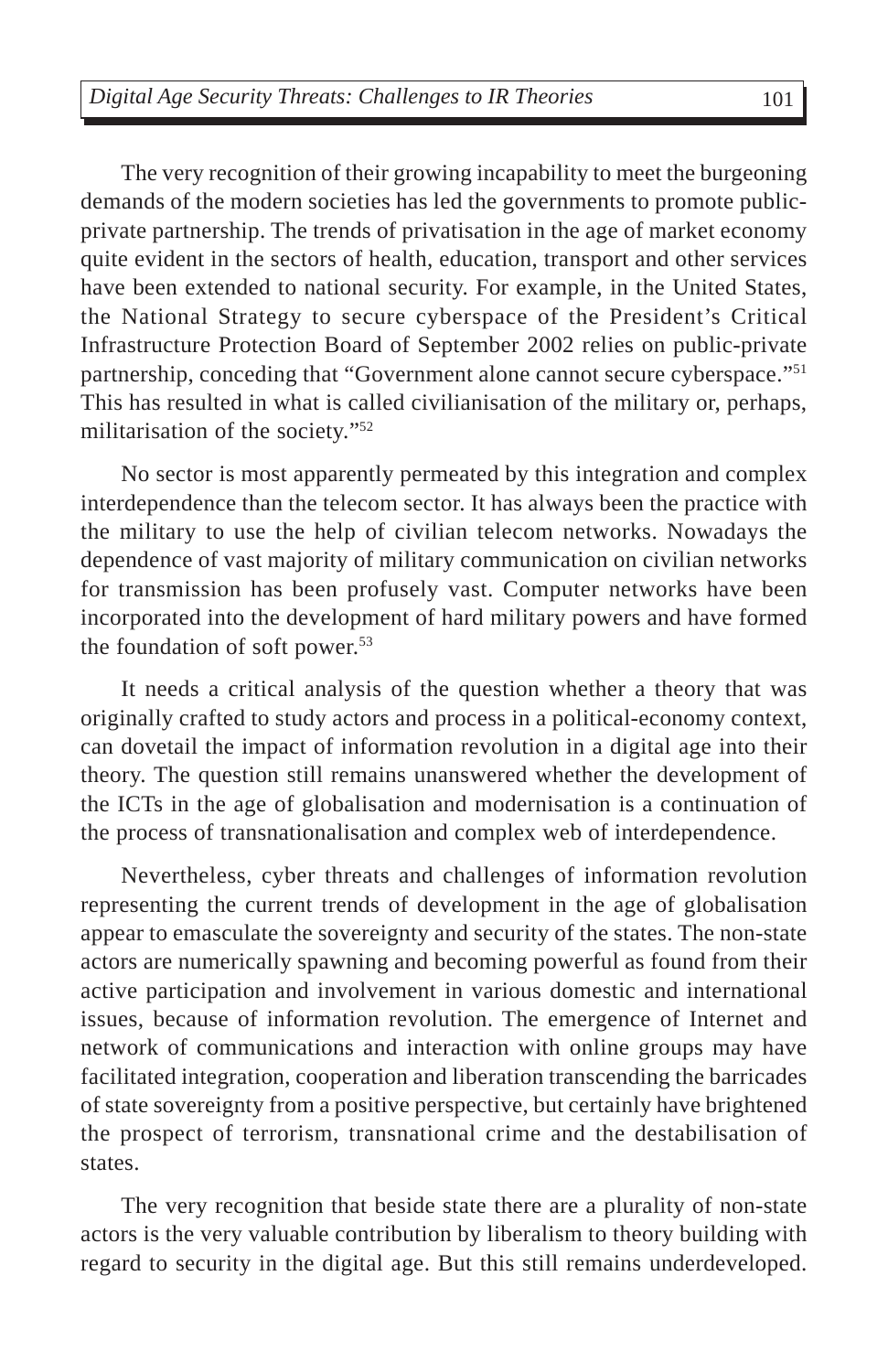The very recognition of their growing incapability to meet the burgeoning demands of the modern societies has led the governments to promote public-private partnership. The trends of privatisation in the age of market economy quite evident in the sectors of health, education, transport and other services have been extended to national security. For example, in the United States, the National Strategy to secure cyberspace of the President's Critical Infrastructure Protection Board of September 2002 relies on public-private partnership, conceding that "Government alone cannot secure cyberspace."[51] This has resulted in what is called civilianisation of the military or, perhaps, militarisation of the society."[52]

No sector is most apparently permeated by this integration and complex interdependence than the telecom sector. It has always been the practice with the military to use the help of civilian telecom networks. Nowadays the dependence of vast majority of military communication on civilian networks for transmission has been profusely vast. Computer networks have been incorporated into the development of hard military powers and have formed the foundation of soft power.[53]

It needs a critical analysis of the question whether a theory that was originally crafted to study actors and process in a political-economy context, can dovetail the impact of information revolution in a digital age into their theory. The question still remains unanswered whether the development of the ICTs in the age of globalisation and modernisation is a continuation of the process of transnationalisation and complex web of interdependence.

Nevertheless, cyber threats and challenges of information revolution representing the current trends of development in the age of globalisation appear to emasculate the sovereignty and security of the states. The non-state actors are numerically spawning and becoming powerful as found from their active participation and involvement in various domestic and international issues, because of information revolution. The emergence of Internet and network of communications and interaction with online groups may have facilitated integration, cooperation and liberation transcending the barricades of state sovereignty from a positive perspective, but certainly have brightened the prospect of terrorism, transnational crime and the destabilisation of states.

The very recognition that beside state there are a plurality of non-state actors is the very valuable contribution by liberalism to theory building with regard to security in the digital age. But this still remains underdeveloped.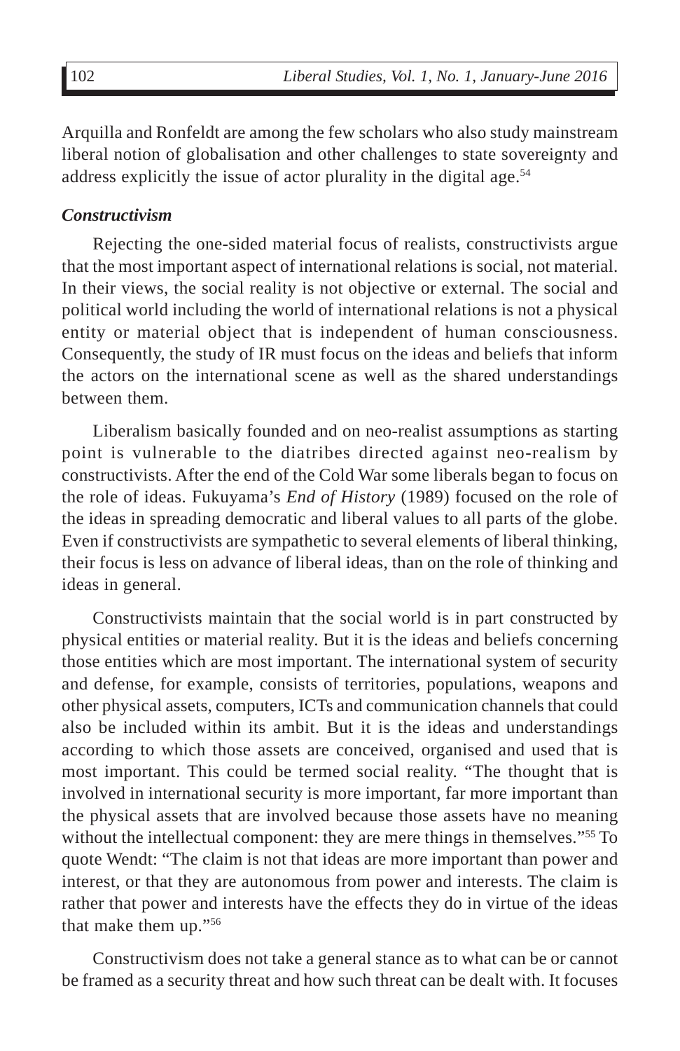Arquilla and Ronfeldt are among the few scholars who also study mainstream liberal notion of globalisation and other challenges to state sovereignty and address explicitly the issue of actor plurality in the digital age.[54]

### *Constructivism*

Rejecting the one-sided material focus of realists, constructivists argue that the most important aspect of international relations is social, not material. In their views, the social reality is not objective or external. The social and political world including the world of international relations is not a physical entity or material object that is independent of human consciousness. Consequently, the study of IR must focus on the ideas and beliefs that inform the actors on the international scene as well as the shared understandings between them.

Liberalism basically founded and on neo-realist assumptions as starting point is vulnerable to the diatribes directed against neo-realism by constructivists. After the end of the Cold War some liberals began to focus on the role of ideas. Fukuyama's *End of History* (1989) focused on the role of the ideas in spreading democratic and liberal values to all parts of the globe. Even if constructivists are sympathetic to several elements of liberal thinking, their focus is less on advance of liberal ideas, than on the role of thinking and ideas in general.

Constructivists maintain that the social world is in part constructed by physical entities or material reality. But it is the ideas and beliefs concerning those entities which are most important. The international system of security and defense, for example, consists of territories, populations, weapons and other physical assets, computers, ICTs and communication channels that could also be included within its ambit. But it is the ideas and understandings according to which those assets are conceived, organised and used that is most important. This could be termed social reality. "The thought that is involved in international security is more important, far more important than the physical assets that are involved because those assets have no meaning without the intellectual component: they are mere things in themselves."[55] To quote Wendt: "The claim is not that ideas are more important than power and interest, or that they are autonomous from power and interests. The claim is rather that power and interests have the effects they do in virtue of the ideas that make them up."[56]

Constructivism does not take a general stance as to what can be or cannot be framed as a security threat and how such threat can be dealt with. It focuses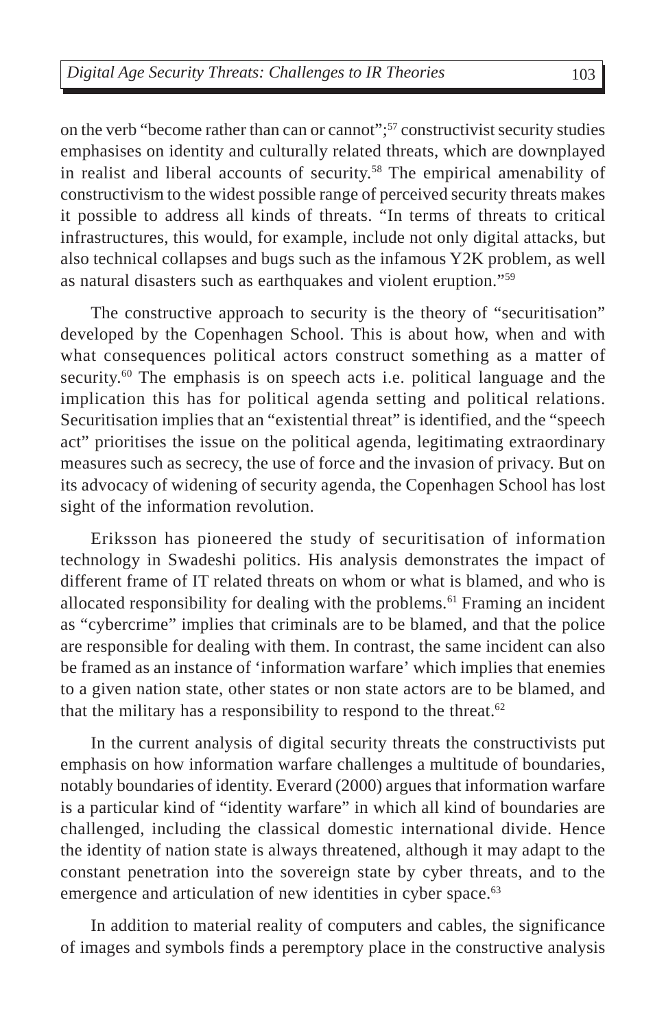on the verb "become rather than can or cannot";[57] constructivist security studies emphasises on identity and culturally related threats, which are downplayed in realist and liberal accounts of security.[58] The empirical amenability of constructivism to the widest possible range of perceived security threats makes it possible to address all kinds of threats. "In terms of threats to critical infrastructures, this would, for example, include not only digital attacks, but also technical collapses and bugs such as the infamous Y2K problem, as well as natural disasters such as earthquakes and violent eruption."[59]

The constructive approach to security is the theory of "securitisation" developed by the Copenhagen School. This is about how, when and with what consequences political actors construct something as a matter of security.[60] The emphasis is on speech acts i.e. political language and the implication this has for political agenda setting and political relations. Securitisation implies that an "existential threat" is identified, and the "speech act" prioritises the issue on the political agenda, legitimating extraordinary measures such as secrecy, the use of force and the invasion of privacy. But on its advocacy of widening of security agenda, the Copenhagen School has lost sight of the information revolution.

Eriksson has pioneered the study of securitisation of information technology in Swadeshi politics. His analysis demonstrates the impact of different frame of IT related threats on whom or what is blamed, and who is allocated responsibility for dealing with the problems.[61] Framing an incident as "cybercrime" implies that criminals are to be blamed, and that the police are responsible for dealing with them. In contrast, the same incident can also be framed as an instance of 'information warfare' which implies that enemies to a given nation state, other states or non state actors are to be blamed, and that the military has a responsibility to respond to the threat.[62]

In the current analysis of digital security threats the constructivists put emphasis on how information warfare challenges a multitude of boundaries, notably boundaries of identity. Everard (2000) argues that information warfare is a particular kind of "identity warfare" in which all kind of boundaries are challenged, including the classical domestic international divide. Hence the identity of nation state is always threatened, although it may adapt to the constant penetration into the sovereign state by cyber threats, and to the emergence and articulation of new identities in cyber space.[63]

In addition to material reality of computers and cables, the significance of images and symbols finds a peremptory place in the constructive analysis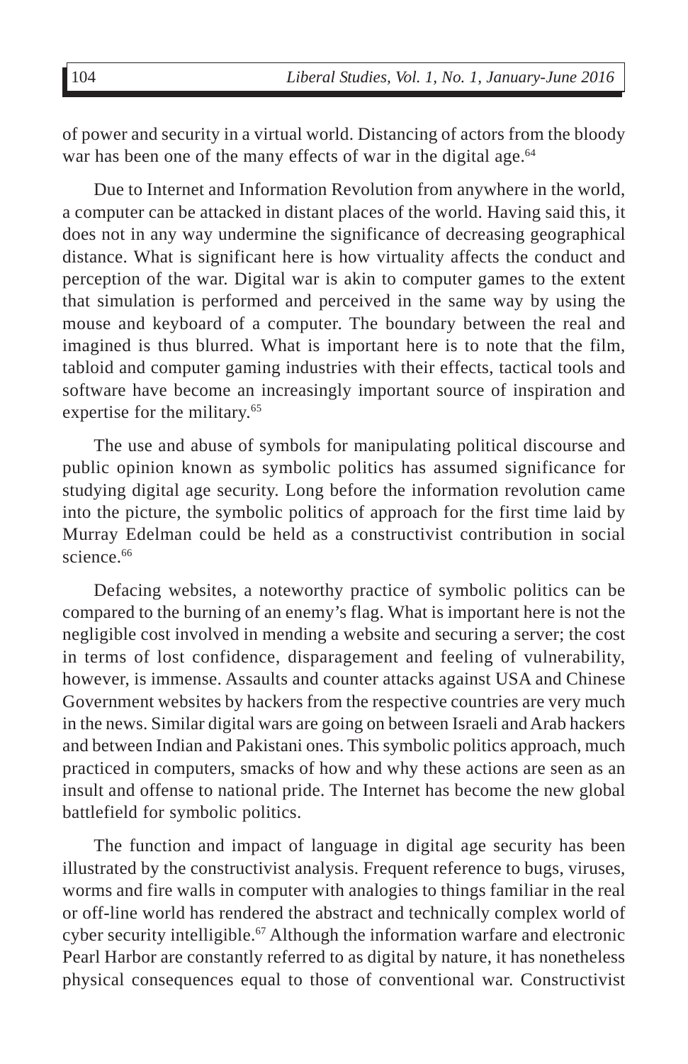of power and security in a virtual world. Distancing of actors from the bloody war has been one of the many effects of war in the digital age.[64]

Due to Internet and Information Revolution from anywhere in the world, a computer can be attacked in distant places of the world. Having said this, it does not in any way undermine the significance of decreasing geographical distance. What is significant here is how virtuality affects the conduct and perception of the war. Digital war is akin to computer games to the extent that simulation is performed and perceived in the same way by using the mouse and keyboard of a computer. The boundary between the real and imagined is thus blurred. What is important here is to note that the film, tabloid and computer gaming industries with their effects, tactical tools and software have become an increasingly important source of inspiration and expertise for the military.[65]

The use and abuse of symbols for manipulating political discourse and public opinion known as symbolic politics has assumed significance for studying digital age security. Long before the information revolution came into the picture, the symbolic politics of approach for the first time laid by Murray Edelman could be held as a constructivist contribution in social science.[66]

Defacing websites, a noteworthy practice of symbolic politics can be compared to the burning of an enemy's flag. What is important here is not the negligible cost involved in mending a website and securing a server; the cost in terms of lost confidence, disparagement and feeling of vulnerability, however, is immense. Assaults and counter attacks against USA and Chinese Government websites by hackers from the respective countries are very much in the news. Similar digital wars are going on between Israeli and Arab hackers and between Indian and Pakistani ones. This symbolic politics approach, much practiced in computers, smacks of how and why these actions are seen as an insult and offense to national pride. The Internet has become the new global battlefield for symbolic politics.

The function and impact of language in digital age security has been illustrated by the constructivist analysis. Frequent reference to bugs, viruses, worms and fire walls in computer with analogies to things familiar in the real or off-line world has rendered the abstract and technically complex world of cyber security intelligible.[67] Although the information warfare and electronic Pearl Harbor are constantly referred to as digital by nature, it has nonetheless physical consequences equal to those of conventional war. Constructivist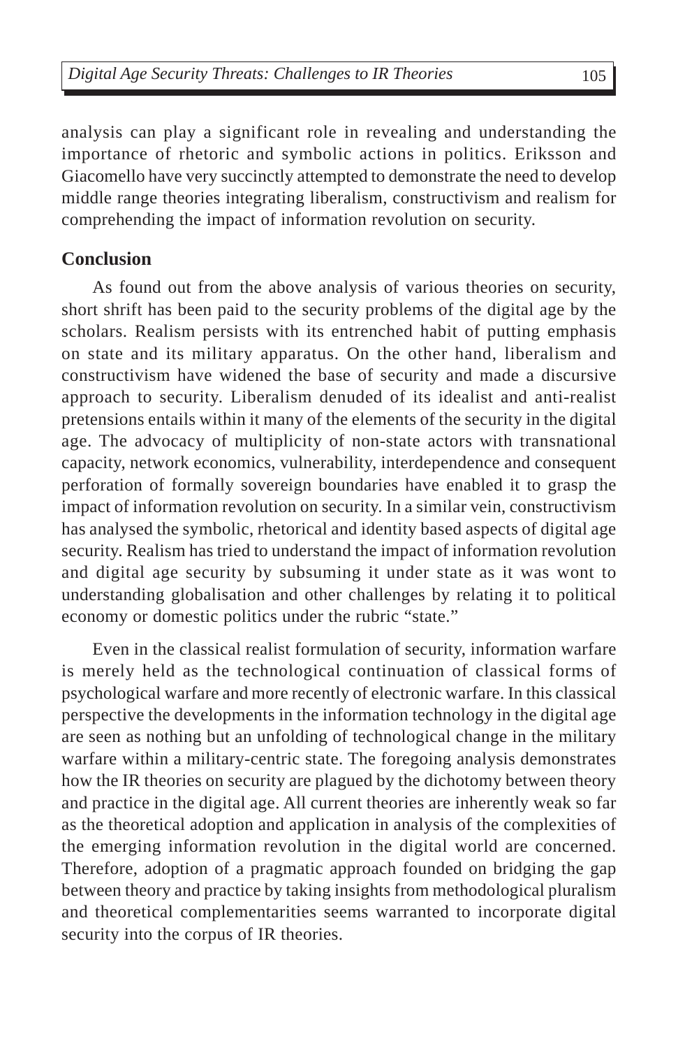analysis can play a significant role in revealing and understanding the importance of rhetoric and symbolic actions in politics. Eriksson and Giacomello have very succinctly attempted to demonstrate the need to develop middle range theories integrating liberalism, constructivism and realism for comprehending the impact of information revolution on security.

## Conclusion

As found out from the above analysis of various theories on security, short shrift has been paid to the security problems of the digital age by the scholars. Realism persists with its entrenched habit of putting emphasis on state and its military apparatus. On the other hand, liberalism and constructivism have widened the base of security and made a discursive approach to security. Liberalism denuded of its idealist and anti-realist pretensions entails within it many of the elements of the security in the digital age. The advocacy of multiplicity of non-state actors with transnational capacity, network economics, vulnerability, interdependence and consequent perforation of formally sovereign boundaries have enabled it to grasp the impact of information revolution on security. In a similar vein, constructivism has analysed the symbolic, rhetorical and identity based aspects of digital age security. Realism has tried to understand the impact of information revolution and digital age security by subsuming it under state as it was wont to understanding globalisation and other challenges by relating it to political economy or domestic politics under the rubric "state."

Even in the classical realist formulation of security, information warfare is merely held as the technological continuation of classical forms of psychological warfare and more recently of electronic warfare. In this classical perspective the developments in the information technology in the digital age are seen as nothing but an unfolding of technological change in the military warfare within a military-centric state. The foregoing analysis demonstrates how the IR theories on security are plagued by the dichotomy between theory and practice in the digital age. All current theories are inherently weak so far as the theoretical adoption and application in analysis of the complexities of the emerging information revolution in the digital world are concerned. Therefore, adoption of a pragmatic approach founded on bridging the gap between theory and practice by taking insights from methodological pluralism and theoretical complementarities seems warranted to incorporate digital security into the corpus of IR theories.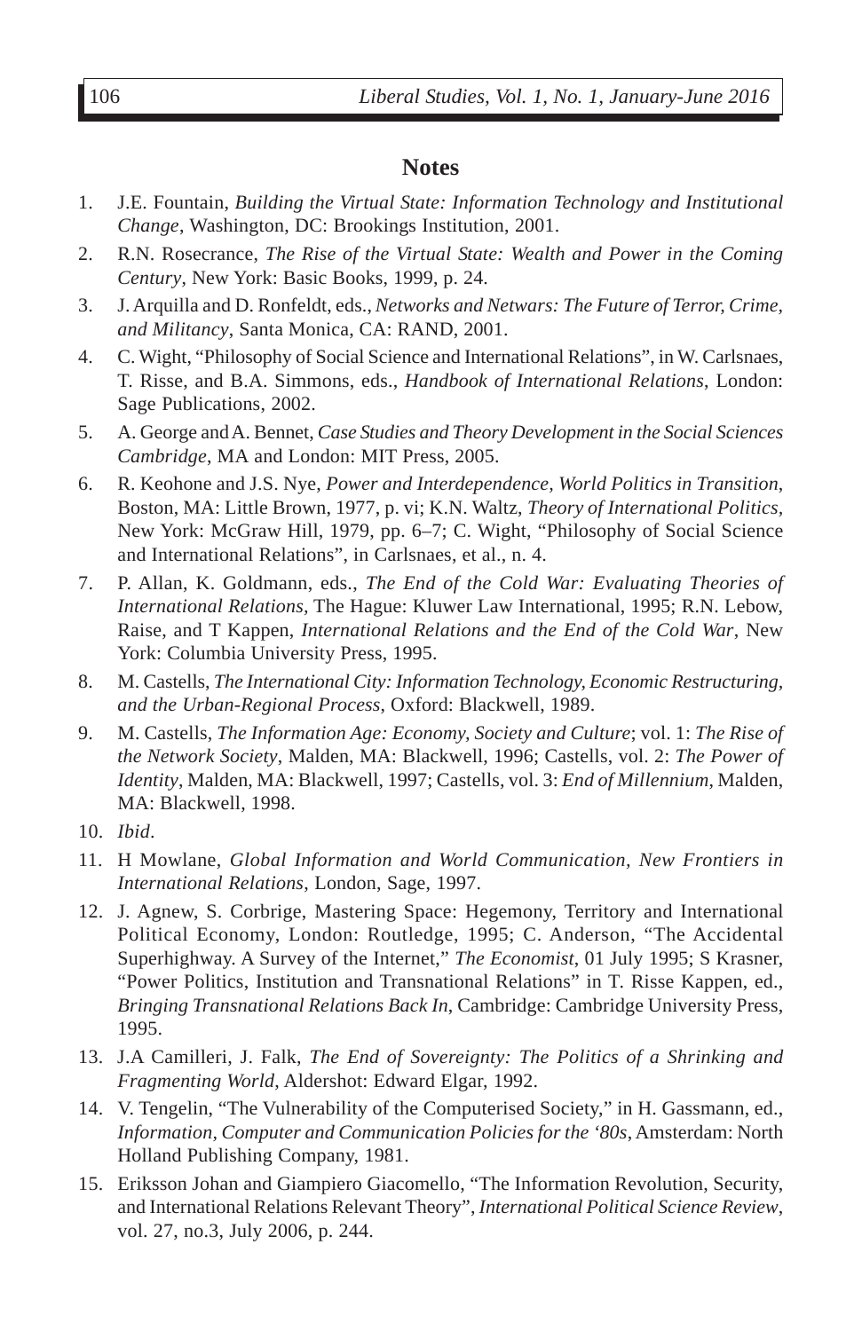## Notes

1. J.E. Fountain, *Building the Virtual State: Information Technology and Institutional Change*, Washington, DC: Brookings Institution, 2001.
2. R.N. Rosecrance, *The Rise of the Virtual State: Wealth and Power in the Coming Century*, New York: Basic Books, 1999, p. 24.
3. J. Arquilla and D. Ronfeldt, eds., *Networks and Netwars: The Future of Terror, Crime, and Militancy*, Santa Monica, CA: RAND, 2001.
4. C. Wight, "Philosophy of Social Science and International Relations", in W. Carlsnaes, T. Risse, and B.A. Simmons, eds., *Handbook of International Relations*, London: Sage Publications, 2002.
5. A. George and A. Bennet, *Case Studies and Theory Development in the Social Sciences Cambridge*, MA and London: MIT Press, 2005.
6. R. Keohone and J.S. Nye, *Power and Interdependence, World Politics in Transition*, Boston, MA: Little Brown, 1977, p. vi; K.N. Waltz, *Theory of International Politics*, New York: McGraw Hill, 1979, pp. 6–7; C. Wight, "Philosophy of Social Science and International Relations", in Carlsnaes, et al., n. 4.
7. P. Allan, K. Goldmann, eds., *The End of the Cold War: Evaluating Theories of International Relations*, The Hague: Kluwer Law International, 1995; R.N. Lebow, Raise, and T Kappen, *International Relations and the End of the Cold War*, New York: Columbia University Press, 1995.
8. M. Castells, *The International City: Information Technology, Economic Restructuring, and the Urban-Regional Process*, Oxford: Blackwell, 1989.
9. M. Castells, *The Information Age: Economy, Society and Culture*; vol. 1: *The Rise of the Network Society*, Malden, MA: Blackwell, 1996; Castells, vol. 2: *The Power of Identity*, Malden, MA: Blackwell, 1997; Castells, vol. 3: *End of Millennium*, Malden, MA: Blackwell, 1998.
10. *Ibid*.
11. H Mowlane, *Global Information and World Communication, New Frontiers in International Relations*, London, Sage, 1997.
12. J. Agnew, S. Corbrige, Mastering Space: Hegemony, Territory and International Political Economy, London: Routledge, 1995; C. Anderson, "The Accidental Superhighway. A Survey of the Internet," *The Economist*, 01 July 1995; S Krasner, "Power Politics, Institution and Transnational Relations" in T. Risse Kappen, ed., *Bringing Transnational Relations Back In*, Cambridge: Cambridge University Press, 1995.
13. J.A Camilleri, J. Falk, *The End of Sovereignty: The Politics of a Shrinking and Fragmenting World*, Aldershot: Edward Elgar, 1992.
14. V. Tengelin, "The Vulnerability of the Computerised Society," in H. Gassmann, ed., *Information, Computer and Communication Policies for the '80s*, Amsterdam: North Holland Publishing Company, 1981.
15. Eriksson Johan and Giampiero Giacomello, "The Information Revolution, Security, and International Relations Relevant Theory", *International Political Science Review*, vol. 27, no.3, July 2006, p. 244.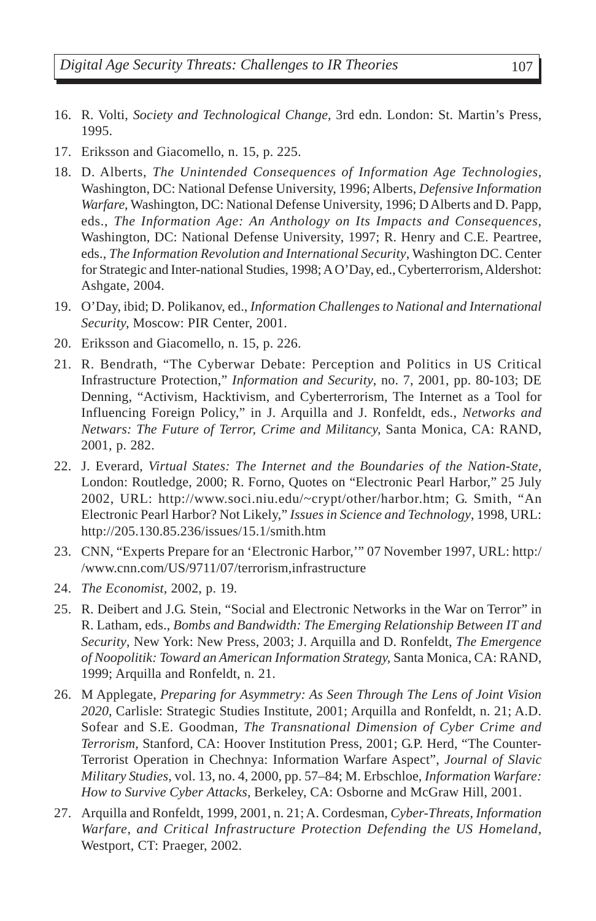16. R. Volti, *Society and Technological Change*, 3rd edn. London: St. Martin's Press, 1995.
17. Eriksson and Giacomello, n. 15, p. 225.
18. D. Alberts, *The Unintended Consequences of Information Age Technologies*, Washington, DC: National Defense University, 1996; Alberts, *Defensive Information Warfare*, Washington, DC: National Defense University, 1996; D Alberts and D. Papp, eds., *The Information Age: An Anthology on Its Impacts and Consequences*, Washington, DC: National Defense University, 1997; R. Henry and C.E. Peartree, eds., *The Information Revolution and International Security*, Washington DC. Center for Strategic and Inter-national Studies, 1998; A O'Day, ed., Cyberterrorism, Aldershot: Ashgate, 2004.
19. O'Day, ibid; D. Polikanov, ed., *Information Challenges to National and International Security*, Moscow: PIR Center, 2001.
20. Eriksson and Giacomello, n. 15, p. 226.
21. R. Bendrath, "The Cyberwar Debate: Perception and Politics in US Critical Infrastructure Protection," *Information and Security*, no. 7, 2001, pp. 80-103; DE Denning, "Activism, Hacktivism, and Cyberterrorism, The Internet as a Tool for Influencing Foreign Policy," in J. Arquilla and J. Ronfeldt, eds., *Networks and Netwars: The Future of Terror, Crime and Militancy*, Santa Monica, CA: RAND, 2001, p. 282.
22. J. Everard, *Virtual States: The Internet and the Boundaries of the Nation-State*, London: Routledge, 2000; R. Forno, Quotes on "Electronic Pearl Harbor," 25 July 2002, URL: http://www.soci.niu.edu/~crypt/other/harbor.htm; G. Smith, "An Electronic Pearl Harbor? Not Likely," *Issues in Science and Technology*, 1998, URL: http://205.130.85.236/issues/15.1/smith.htm
23. CNN, "Experts Prepare for an 'Electronic Harbor,'" 07 November 1997, URL: http://www.cnn.com/US/9711/07/terrorism,infrastructure
24. *The Economist*, 2002, p. 19.
25. R. Deibert and J.G. Stein, "Social and Electronic Networks in the War on Terror" in R. Latham, eds., *Bombs and Bandwidth: The Emerging Relationship Between IT and Security*, New York: New Press, 2003; J. Arquilla and D. Ronfeldt, *The Emergence of Noopolitik: Toward an American Information Strategy*, Santa Monica, CA: RAND, 1999; Arquilla and Ronfeldt, n. 21.
26. M Applegate, *Preparing for Asymmetry: As Seen Through The Lens of Joint Vision 2020*, Carlisle: Strategic Studies Institute, 2001; Arquilla and Ronfeldt, n. 21; A.D. Sofear and S.E. Goodman, *The Transnational Dimension of Cyber Crime and Terrorism*, Stanford, CA: Hoover Institution Press, 2001; G.P. Herd, "The Counter-Terrorist Operation in Chechnya: Information Warfare Aspect", *Journal of Slavic Military Studies*, vol. 13, no. 4, 2000, pp. 57–84; M. Erbschloe, *Information Warfare: How to Survive Cyber Attacks*, Berkeley, CA: Osborne and McGraw Hill, 2001.
27. Arquilla and Ronfeldt, 1999, 2001, n. 21; A. Cordesman, *Cyber-Threats, Information Warfare, and Critical Infrastructure Protection Defending the US Homeland*, Westport, CT: Praeger, 2002.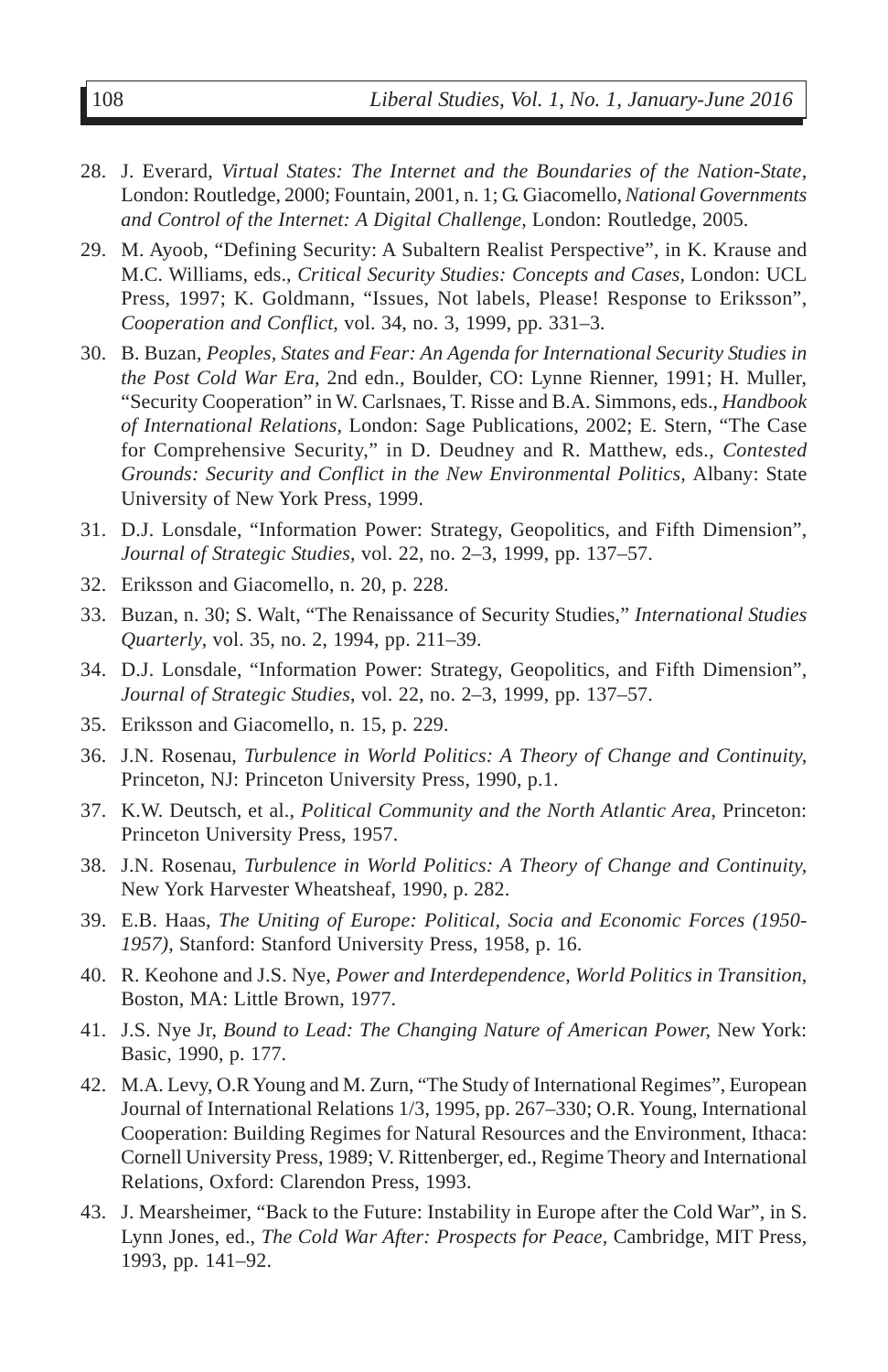28. J. Everard, *Virtual States: The Internet and the Boundaries of the Nation-State*, London: Routledge, 2000; Fountain, 2001, n. 1; G. Giacomello, *National Governments and Control of the Internet: A Digital Challenge*, London: Routledge, 2005.
29. M. Ayoob, "Defining Security: A Subaltern Realist Perspective", in K. Krause and M.C. Williams, eds., *Critical Security Studies: Concepts and Cases*, London: UCL Press, 1997; K. Goldmann, "Issues, Not labels, Please! Response to Eriksson", *Cooperation and Conflict*, vol. 34, no. 3, 1999, pp. 331–3.
30. B. Buzan, *Peoples, States and Fear: An Agenda for International Security Studies in the Post Cold War Era*, 2nd edn., Boulder, CO: Lynne Rienner, 1991; H. Muller, "Security Cooperation" in W. Carlsnaes, T. Risse and B.A. Simmons, eds., *Handbook of International Relations*, London: Sage Publications, 2002; E. Stern, "The Case for Comprehensive Security," in D. Deudney and R. Matthew, eds., *Contested Grounds: Security and Conflict in the New Environmental Politics*, Albany: State University of New York Press, 1999.
31. D.J. Lonsdale, "Information Power: Strategy, Geopolitics, and Fifth Dimension", *Journal of Strategic Studies*, vol. 22, no. 2–3, 1999, pp. 137–57.
32. Eriksson and Giacomello, n. 20, p. 228.
33. Buzan, n. 30; S. Walt, "The Renaissance of Security Studies," *International Studies Quarterly*, vol. 35, no. 2, 1994, pp. 211–39.
34. D.J. Lonsdale, "Information Power: Strategy, Geopolitics, and Fifth Dimension", *Journal of Strategic Studies*, vol. 22, no. 2–3, 1999, pp. 137–57.
35. Eriksson and Giacomello, n. 15, p. 229.
36. J.N. Rosenau, *Turbulence in World Politics: A Theory of Change and Continuity*, Princeton, NJ: Princeton University Press, 1990, p.1.
37. K.W. Deutsch, et al., *Political Community and the North Atlantic Area*, Princeton: Princeton University Press, 1957.
38. J.N. Rosenau, *Turbulence in World Politics: A Theory of Change and Continuity*, New York Harvester Wheatsheaf, 1990, p. 282.
39. E.B. Haas, *The Uniting of Europe: Political, Socia and Economic Forces (1950-1957)*, Stanford: Stanford University Press, 1958, p. 16.
40. R. Keohone and J.S. Nye, *Power and Interdependence, World Politics in Transition*, Boston, MA: Little Brown, 1977.
41. J.S. Nye Jr, *Bound to Lead: The Changing Nature of American Power*, New York: Basic, 1990, p. 177.
42. M.A. Levy, O.R Young and M. Zurn, "The Study of International Regimes", European Journal of International Relations 1/3, 1995, pp. 267–330; O.R. Young, International Cooperation: Building Regimes for Natural Resources and the Environment, Ithaca: Cornell University Press, 1989; V. Rittenberger, ed., Regime Theory and International Relations, Oxford: Clarendon Press, 1993.
43. J. Mearsheimer, "Back to the Future: Instability in Europe after the Cold War", in S. Lynn Jones, ed., *The Cold War After: Prospects for Peace*, Cambridge, MIT Press, 1993, pp. 141–92.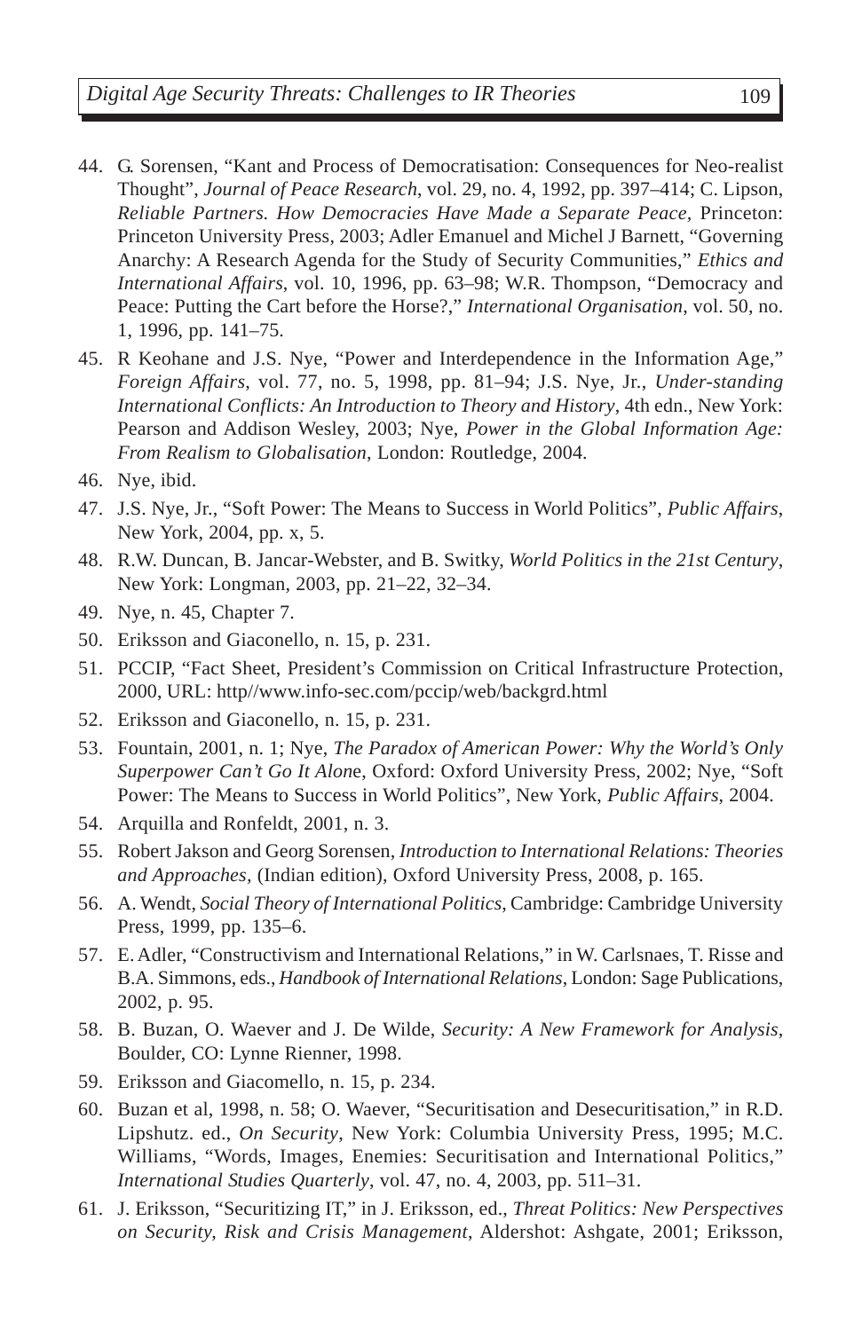44. G. Sorensen, "Kant and Process of Democratisation: Consequences for Neo-realist Thought", *Journal of Peace Research*, vol. 29, no. 4, 1992, pp. 397–414; C. Lipson, *Reliable Partners. How Democracies Have Made a Separate Peace*, Princeton: Princeton University Press, 2003; Adler Emanuel and Michel J Barnett, "Governing Anarchy: A Research Agenda for the Study of Security Communities," *Ethics and International Affairs*, vol. 10, 1996, pp. 63–98; W.R. Thompson, "Democracy and Peace: Putting the Cart before the Horse?," *International Organisation*, vol. 50, no. 1, 1996, pp. 141–75.
45. R Keohane and J.S. Nye, "Power and Interdependence in the Information Age," *Foreign Affairs*, vol. 77, no. 5, 1998, pp. 81–94; J.S. Nye, Jr., *Under-standing International Conflicts: An Introduction to Theory and History*, 4th edn., New York: Pearson and Addison Wesley, 2003; Nye, *Power in the Global Information Age: From Realism to Globalisation*, London: Routledge, 2004.
46. Nye, ibid.
47. J.S. Nye, Jr., "Soft Power: The Means to Success in World Politics", *Public Affairs*, New York, 2004, pp. x, 5.
48. R.W. Duncan, B. Jancar-Webster, and B. Switky, *World Politics in the 21st Century*, New York: Longman, 2003, pp. 21–22, 32–34.
49. Nye, n. 45, Chapter 7.
50. Eriksson and Giaconello, n. 15, p. 231.
51. PCCIP, "Fact Sheet, President's Commission on Critical Infrastructure Protection, 2000, URL: http//www.info-sec.com/pccip/web/backgrd.html
52. Eriksson and Giaconello, n. 15, p. 231.
53. Fountain, 2001, n. 1; Nye, *The Paradox of American Power: Why the World's Only Superpower Can't Go It Alone*, Oxford: Oxford University Press, 2002; Nye, "Soft Power: The Means to Success in World Politics", New York, *Public Affairs*, 2004.
54. Arquilla and Ronfeldt, 2001, n. 3.
55. Robert Jakson and Georg Sorensen, *Introduction to International Relations: Theories and Approaches*, (Indian edition), Oxford University Press, 2008, p. 165.
56. A. Wendt, *Social Theory of International Politics*, Cambridge: Cambridge University Press, 1999, pp. 135–6.
57. E. Adler, "Constructivism and International Relations," in W. Carlsnaes, T. Risse and B.A. Simmons, eds., *Handbook of International Relations*, London: Sage Publications, 2002, p. 95.
58. B. Buzan, O. Waever and J. De Wilde, *Security: A New Framework for Analysis*, Boulder, CO: Lynne Rienner, 1998.
59. Eriksson and Giacomello, n. 15, p. 234.
60. Buzan et al, 1998, n. 58; O. Waever, "Securitisation and Desecuritisation," in R.D. Lipshutz. ed., *On Security*, New York: Columbia University Press, 1995; M.C. Williams, "Words, Images, Enemies: Securitisation and International Politics," *International Studies Quarterly*, vol. 47, no. 4, 2003, pp. 511–31.
61. J. Eriksson, "Securitizing IT," in J. Eriksson, ed., *Threat Politics: New Perspectives on Security, Risk and Crisis Management*, Aldershot: Ashgate, 2001; Eriksson,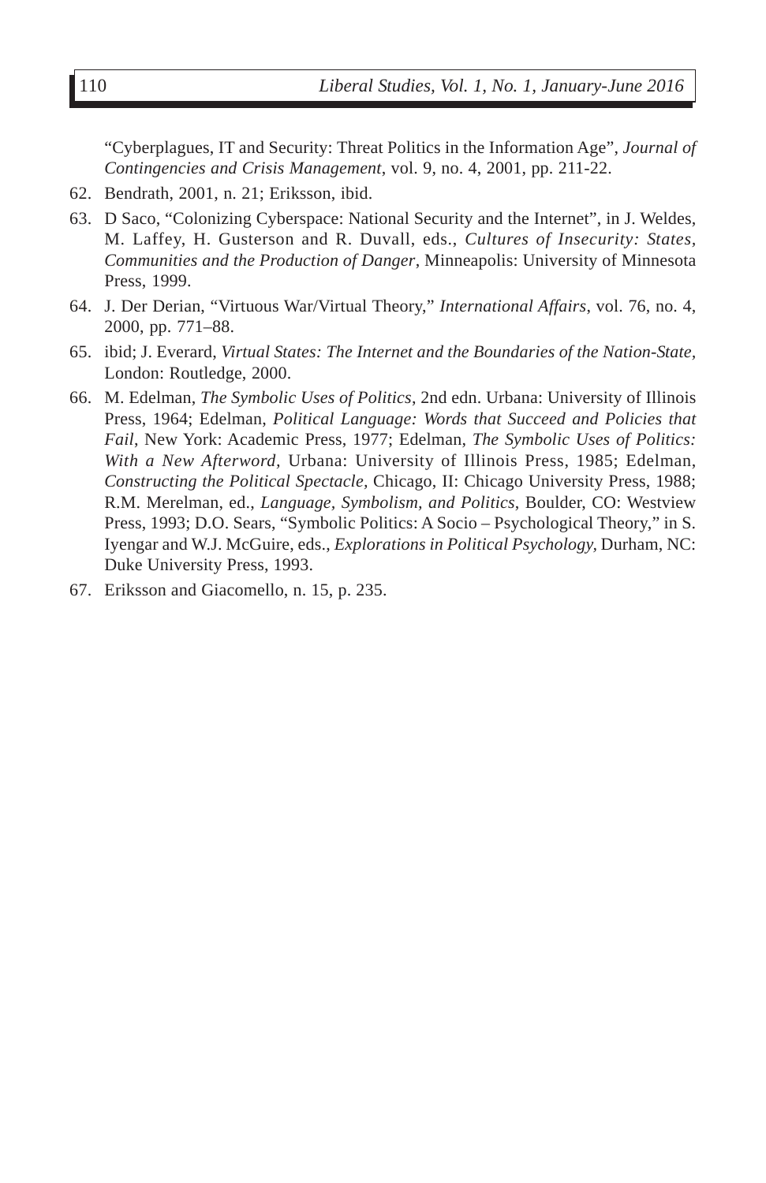"Cyberplagues, IT and Security: Threat Politics in the Information Age", *Journal of Contingencies and Crisis Management*, vol. 9, no. 4, 2001, pp. 211-22.

62. Bendrath, 2001, n. 21; Eriksson, ibid.
63. D Saco, "Colonizing Cyberspace: National Security and the Internet", in J. Weldes, M. Laffey, H. Gusterson and R. Duvall, eds., *Cultures of Insecurity: States, Communities and the Production of Danger*, Minneapolis: University of Minnesota Press, 1999.
64. J. Der Derian, "Virtuous War/Virtual Theory," *International Affairs*, vol. 76, no. 4, 2000, pp. 771–88.
65. ibid; J. Everard, *Virtual States: The Internet and the Boundaries of the Nation-State,* London: Routledge, 2000.
66. M. Edelman, *The Symbolic Uses of Politics*, 2nd edn. Urbana: University of Illinois Press, 1964; Edelman, *Political Language: Words that Succeed and Policies that Fail*, New York: Academic Press, 1977; Edelman, *The Symbolic Uses of Politics: With a New Afterword,* Urbana: University of Illinois Press, 1985; Edelman, *Constructing the Political Spectacle,* Chicago, II: Chicago University Press, 1988; R.M. Merelman, ed., *Language, Symbolism, and Politics*, Boulder, CO: Westview Press, 1993; D.O. Sears, "Symbolic Politics: A Socio – Psychological Theory," in S. Iyengar and W.J. McGuire, eds., *Explorations in Political Psychology,* Durham, NC: Duke University Press, 1993.
67. Eriksson and Giacomello, n. 15, p. 235.